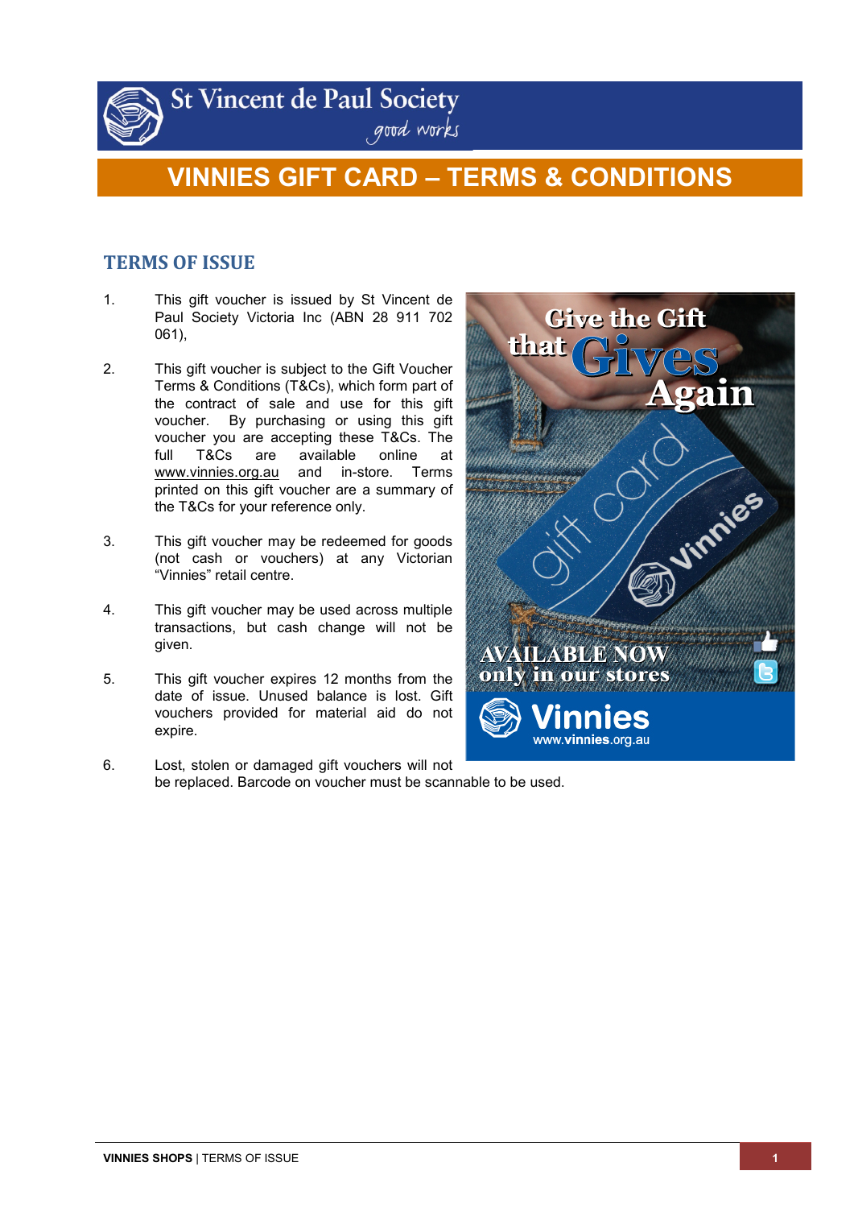St Vincent de Paul Society
good works

# VINNIES GIFT CARD – TERMS & CONDITIONS

## TERMS OF ISSUE

1. This gift voucher is issued by St Vincent de Paul Society Victoria Inc (ABN 28 911 702 061),

2. This gift voucher is subject to the Gift Voucher Terms & Conditions (T&Cs), which form part of the contract of sale and use for this gift voucher. By purchasing or using this gift voucher you are accepting these T&Cs. The full T&Cs are available online at www.vinnies.org.au and in-store. Terms printed on this gift voucher are a summary of the T&Cs for your reference only.

3. This gift voucher may be redeemed for goods (not cash or vouchers) at any Victorian "Vinnies" retail centre.

4. This gift voucher may be used across multiple transactions, but cash change will not be given.

5. This gift voucher expires 12 months from the date of issue. Unused balance is lost. Gift vouchers provided for material aid do not expire.

6. Lost, stolen or damaged gift vouchers will not be replaced. Barcode on voucher must be scannable to be used.

Give the Gift that Gives Again

AVAILABLE NOW only in our stores

Vinnies
www.vinnies.org.au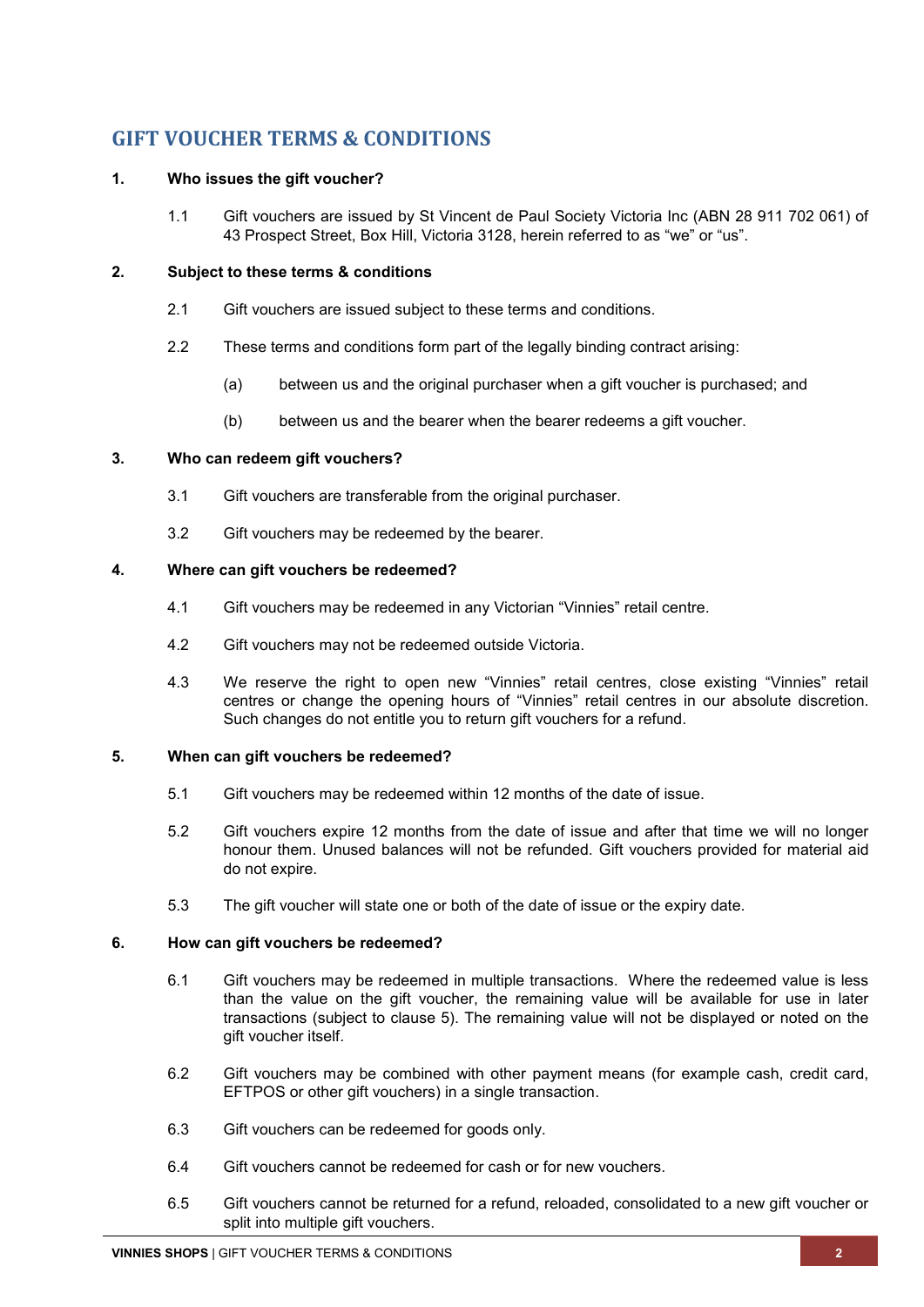# GIFT VOUCHER TERMS & CONDITIONS

**1. Who issues the gift voucher?**

1.1 Gift vouchers are issued by St Vincent de Paul Society Victoria Inc (ABN 28 911 702 061) of 43 Prospect Street, Box Hill, Victoria 3128, herein referred to as "we" or "us".

**2. Subject to these terms & conditions**

2.1 Gift vouchers are issued subject to these terms and conditions.

2.2 These terms and conditions form part of the legally binding contract arising:

(a) between us and the original purchaser when a gift voucher is purchased; and

(b) between us and the bearer when the bearer redeems a gift voucher.

**3. Who can redeem gift vouchers?**

3.1 Gift vouchers are transferable from the original purchaser.

3.2 Gift vouchers may be redeemed by the bearer.

**4. Where can gift vouchers be redeemed?**

4.1 Gift vouchers may be redeemed in any Victorian "Vinnies" retail centre.

4.2 Gift vouchers may not be redeemed outside Victoria.

4.3 We reserve the right to open new "Vinnies" retail centres, close existing "Vinnies" retail centres or change the opening hours of "Vinnies" retail centres in our absolute discretion. Such changes do not entitle you to return gift vouchers for a refund.

**5. When can gift vouchers be redeemed?**

5.1 Gift vouchers may be redeemed within 12 months of the date of issue.

5.2 Gift vouchers expire 12 months from the date of issue and after that time we will no longer honour them. Unused balances will not be refunded. Gift vouchers provided for material aid do not expire.

5.3 The gift voucher will state one or both of the date of issue or the expiry date.

**6. How can gift vouchers be redeemed?**

6.1 Gift vouchers may be redeemed in multiple transactions. Where the redeemed value is less than the value on the gift voucher, the remaining value will be available for use in later transactions (subject to clause 5). The remaining value will not be displayed or noted on the gift voucher itself.

6.2 Gift vouchers may be combined with other payment means (for example cash, credit card, EFTPOS or other gift vouchers) in a single transaction.

6.3 Gift vouchers can be redeemed for goods only.

6.4 Gift vouchers cannot be redeemed for cash or for new vouchers.

6.5 Gift vouchers cannot be returned for a refund, reloaded, consolidated to a new gift voucher or split into multiple gift vouchers.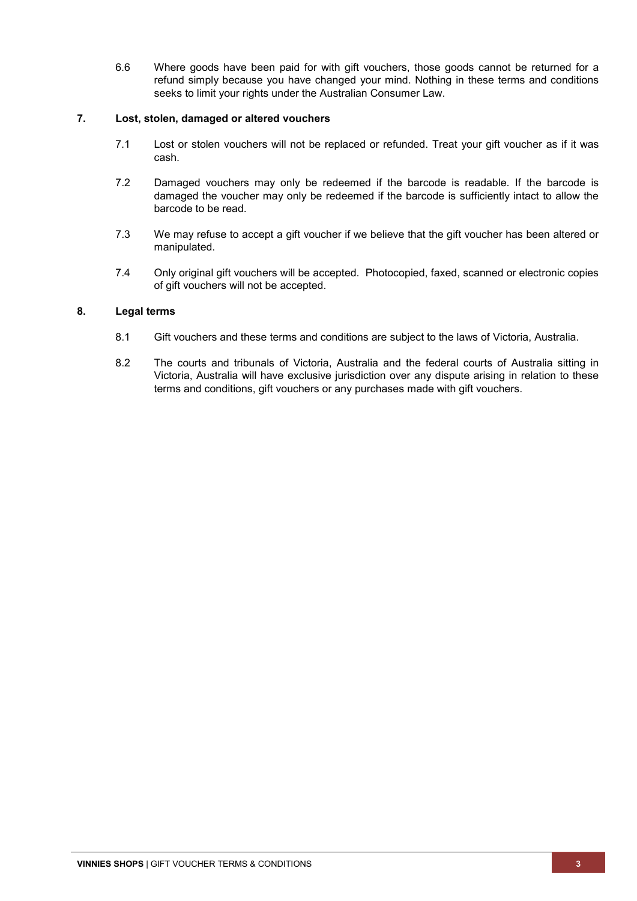6.6 Where goods have been paid for with gift vouchers, those goods cannot be returned for a refund simply because you have changed your mind. Nothing in these terms and conditions seeks to limit your rights under the Australian Consumer Law.

## 7. Lost, stolen, damaged or altered vouchers

7.1 Lost or stolen vouchers will not be replaced or refunded. Treat your gift voucher as if it was cash.

7.2 Damaged vouchers may only be redeemed if the barcode is readable. If the barcode is damaged the voucher may only be redeemed if the barcode is sufficiently intact to allow the barcode to be read.

7.3 We may refuse to accept a gift voucher if we believe that the gift voucher has been altered or manipulated.

7.4 Only original gift vouchers will be accepted. Photocopied, faxed, scanned or electronic copies of gift vouchers will not be accepted.

## 8. Legal terms

8.1 Gift vouchers and these terms and conditions are subject to the laws of Victoria, Australia.

8.2 The courts and tribunals of Victoria, Australia and the federal courts of Australia sitting in Victoria, Australia will have exclusive jurisdiction over any dispute arising in relation to these terms and conditions, gift vouchers or any purchases made with gift vouchers.